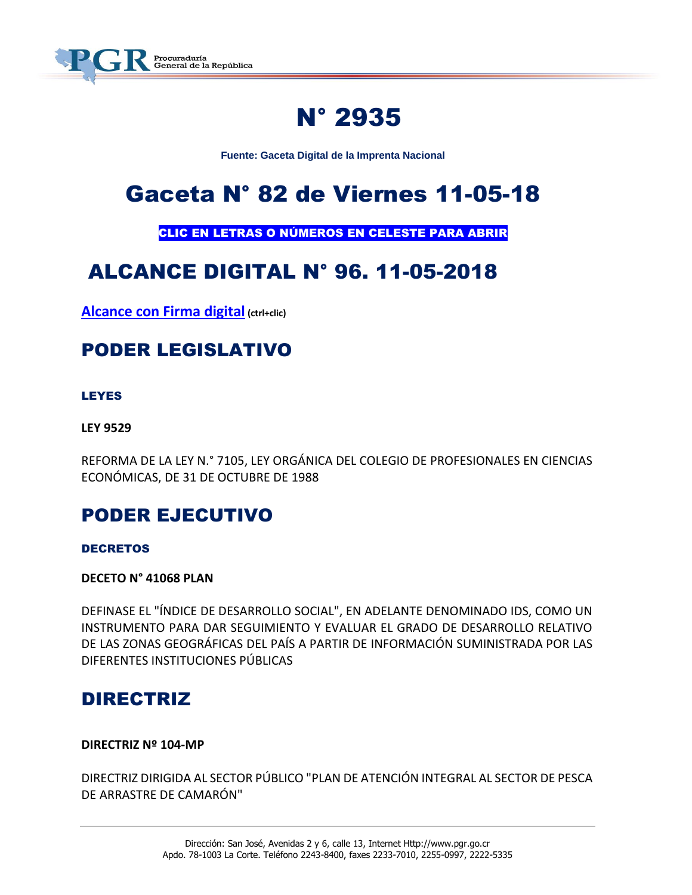# N° 2935

**Fuente: Gaceta Digital de la Imprenta Nacional**

# Gaceta N° 82 de Viernes 11-05-18

**CLIC EN LETRAS O NÚMEROS EN CELESTE PARA ABRIR**

# ALCANCE DIGITAL N° 96. 11-05-2018

**Alcance con Firma digital** **(ctrl+clic)**

## PODER LEGISLATIVO

### LEYES

**LEY 9529**

REFORMA DE LA LEY N.° 7105, LEY ORGÁNICA DEL COLEGIO DE PROFESIONALES EN CIENCIAS ECONÓMICAS, DE 31 DE OCTUBRE DE 1988

## PODER EJECUTIVO

### DECRETOS

**DECETO N° 41068 PLAN**

DEFINASE EL "ÍNDICE DE DESARROLLO SOCIAL", EN ADELANTE DENOMINADO IDS, COMO UN INSTRUMENTO PARA DAR SEGUIMIENTO Y EVALUAR EL GRADO DE DESARROLLO RELATIVO DE LAS ZONAS GEOGRÁFICAS DEL PAÍS A PARTIR DE INFORMACIÓN SUMINISTRADA POR LAS DIFERENTES INSTITUCIONES PÚBLICAS

## DIRECTRIZ

**DIRECTRIZ Nº 104-MP**

DIRECTRIZ DIRIGIDA AL SECTOR PÚBLICO "PLAN DE ATENCIÓN INTEGRAL AL SECTOR DE PESCA DE ARRASTRE DE CAMARÓN"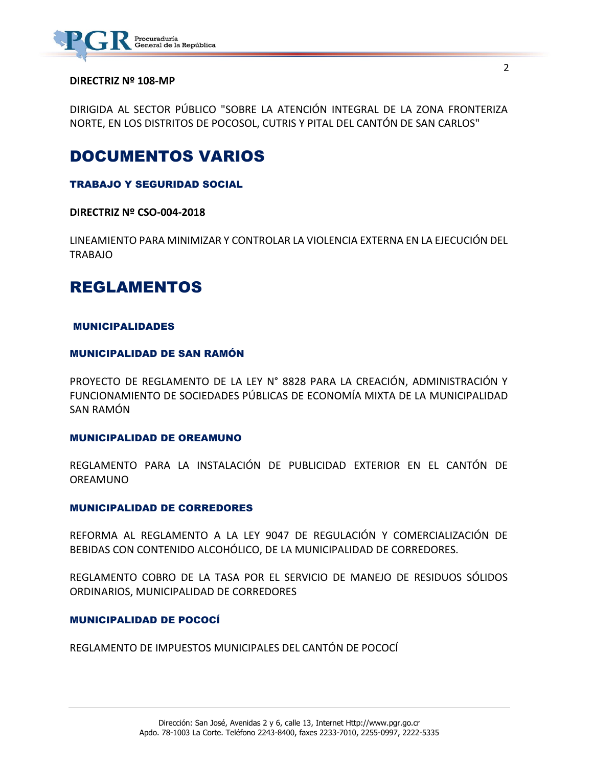**DIRECTRIZ Nº 108-MP**

DIRIGIDA AL SECTOR PÚBLICO "SOBRE LA ATENCIÓN INTEGRAL DE LA ZONA FRONTERIZA NORTE, EN LOS DISTRITOS DE POCOSOL, CUTRIS Y PITAL DEL CANTÓN DE SAN CARLOS"

# DOCUMENTOS VARIOS

### TRABAJO Y SEGURIDAD SOCIAL

**DIRECTRIZ Nº CSO-004-2018**

LINEAMIENTO PARA MINIMIZAR Y CONTROLAR LA VIOLENCIA EXTERNA EN LA EJECUCIÓN DEL TRABAJO

# REGLAMENTOS

### MUNICIPALIDADES

### MUNICIPALIDAD DE SAN RAMÓN

PROYECTO DE REGLAMENTO DE LA LEY N° 8828 PARA LA CREACIÓN, ADMINISTRACIÓN Y FUNCIONAMIENTO DE SOCIEDADES PÚBLICAS DE ECONOMÍA MIXTA DE LA MUNICIPALIDAD SAN RAMÓN

### MUNICIPALIDAD DE OREAMUNO

REGLAMENTO PARA LA INSTALACIÓN DE PUBLICIDAD EXTERIOR EN EL CANTÓN DE OREAMUNO

### MUNICIPALIDAD DE CORREDORES

REFORMA AL REGLAMENTO A LA LEY 9047 DE REGULACIÓN Y COMERCIALIZACIÓN DE BEBIDAS CON CONTENIDO ALCOHÓLICO, DE LA MUNICIPALIDAD DE CORREDORES.

REGLAMENTO COBRO DE LA TASA POR EL SERVICIO DE MANEJO DE RESIDUOS SÓLIDOS ORDINARIOS, MUNICIPALIDAD DE CORREDORES

### MUNICIPALIDAD DE POCOCÍ

REGLAMENTO DE IMPUESTOS MUNICIPALES DEL CANTÓN DE POCOCÍ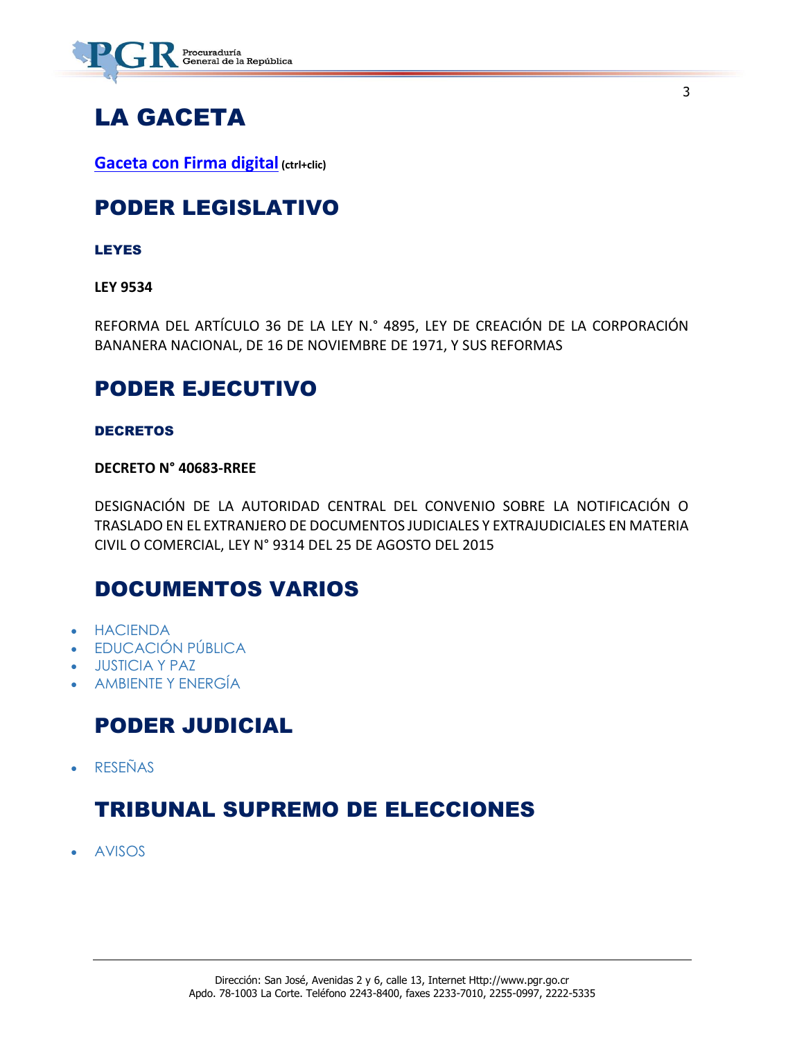# LA GACETA

**Gaceta con Firma digital** **(ctrl+clic)**

## PODER LEGISLATIVO

### LEYES

**LEY 9534**

REFORMA DEL ARTÍCULO 36 DE LA LEY N.° 4895, LEY DE CREACIÓN DE LA CORPORACIÓN BANANERA NACIONAL, DE 16 DE NOVIEMBRE DE 1971, Y SUS REFORMAS

## PODER EJECUTIVO

### DECRETOS

**DECRETO N° 40683-RREE**

DESIGNACIÓN DE LA AUTORIDAD CENTRAL DEL CONVENIO SOBRE LA NOTIFICACIÓN O TRASLADO EN EL EXTRANJERO DE DOCUMENTOS JUDICIALES Y EXTRAJUDICIALES EN MATERIA CIVIL O COMERCIAL, LEY N° 9314 DEL 25 DE AGOSTO DEL 2015

## DOCUMENTOS VARIOS

- HACIENDA
- EDUCACIÓN PÚBLICA
- JUSTICIA Y PAZ
- AMBIENTE Y ENERGÍA

## PODER JUDICIAL

- RESEÑAS

## TRIBUNAL SUPREMO DE ELECCIONES

- AVISOS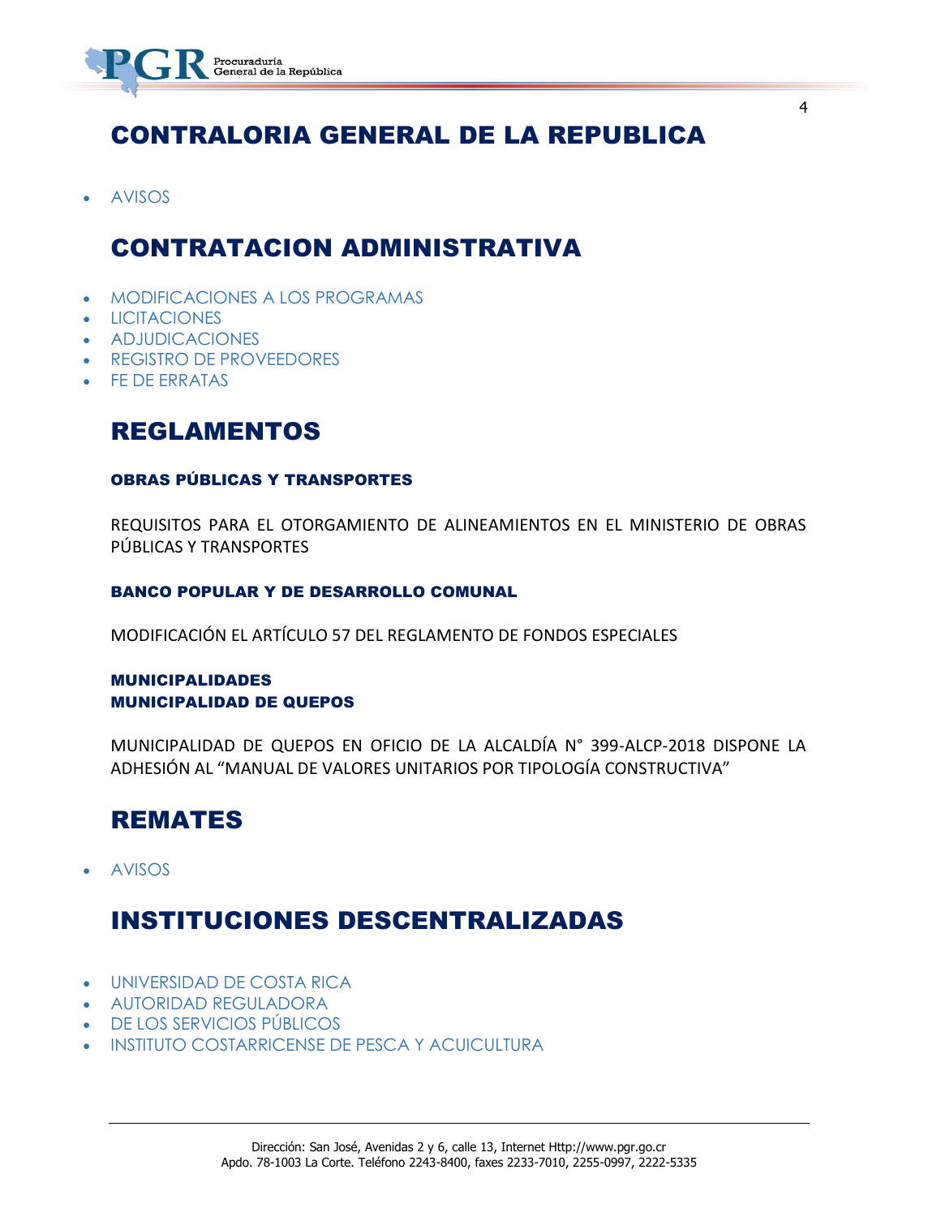## CONTRALORIA GENERAL DE LA REPUBLICA

- AVISOS

## CONTRATACION ADMINISTRATIVA

- MODIFICACIONES A LOS PROGRAMAS
- LICITACIONES
- ADJUDICACIONES
- REGISTRO DE PROVEEDORES
- FE DE ERRATAS

## REGLAMENTOS

### OBRAS PÚBLICAS Y TRANSPORTES

REQUISITOS PARA EL OTORGAMIENTO DE ALINEAMIENTOS EN EL MINISTERIO DE OBRAS PÚBLICAS Y TRANSPORTES

### BANCO POPULAR Y DE DESARROLLO COMUNAL

MODIFICACIÓN EL ARTÍCULO 57 DEL REGLAMENTO DE FONDOS ESPECIALES

### MUNICIPALIDADES
### MUNICIPALIDAD DE QUEPOS

MUNICIPALIDAD DE QUEPOS EN OFICIO DE LA ALCALDÍA N° 399-ALCP-2018 DISPONE LA ADHESIÓN AL "MANUAL DE VALORES UNITARIOS POR TIPOLOGÍA CONSTRUCTIVA"

## REMATES

- AVISOS

## INSTITUCIONES DESCENTRALIZADAS

- UNIVERSIDAD DE COSTA RICA
- AUTORIDAD REGULADORA
- DE LOS SERVICIOS PÚBLICOS
- INSTITUTO COSTARRICENSE DE PESCA Y ACUICULTURA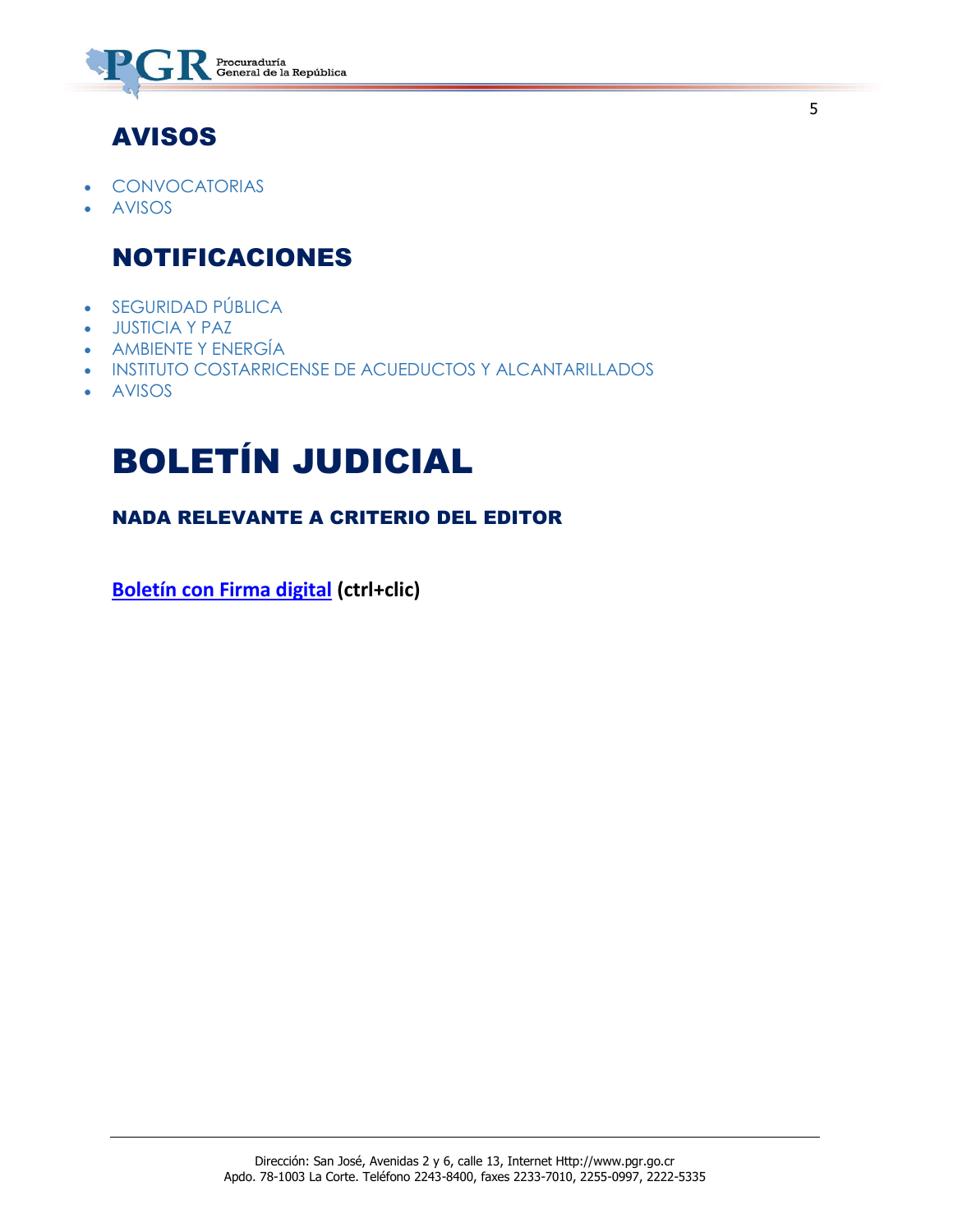## AVISOS

- CONVOCATORIAS
- AVISOS

## NOTIFICACIONES

- SEGURIDAD PÚBLICA
- JUSTICIA Y PAZ
- AMBIENTE Y ENERGÍA
- INSTITUTO COSTARRICENSE DE ACUEDUCTOS Y ALCANTARILLADOS
- AVISOS

# BOLETÍN JUDICIAL

### NADA RELEVANTE A CRITERIO DEL EDITOR

**Boletín con Firma digital (ctrl+clic)**